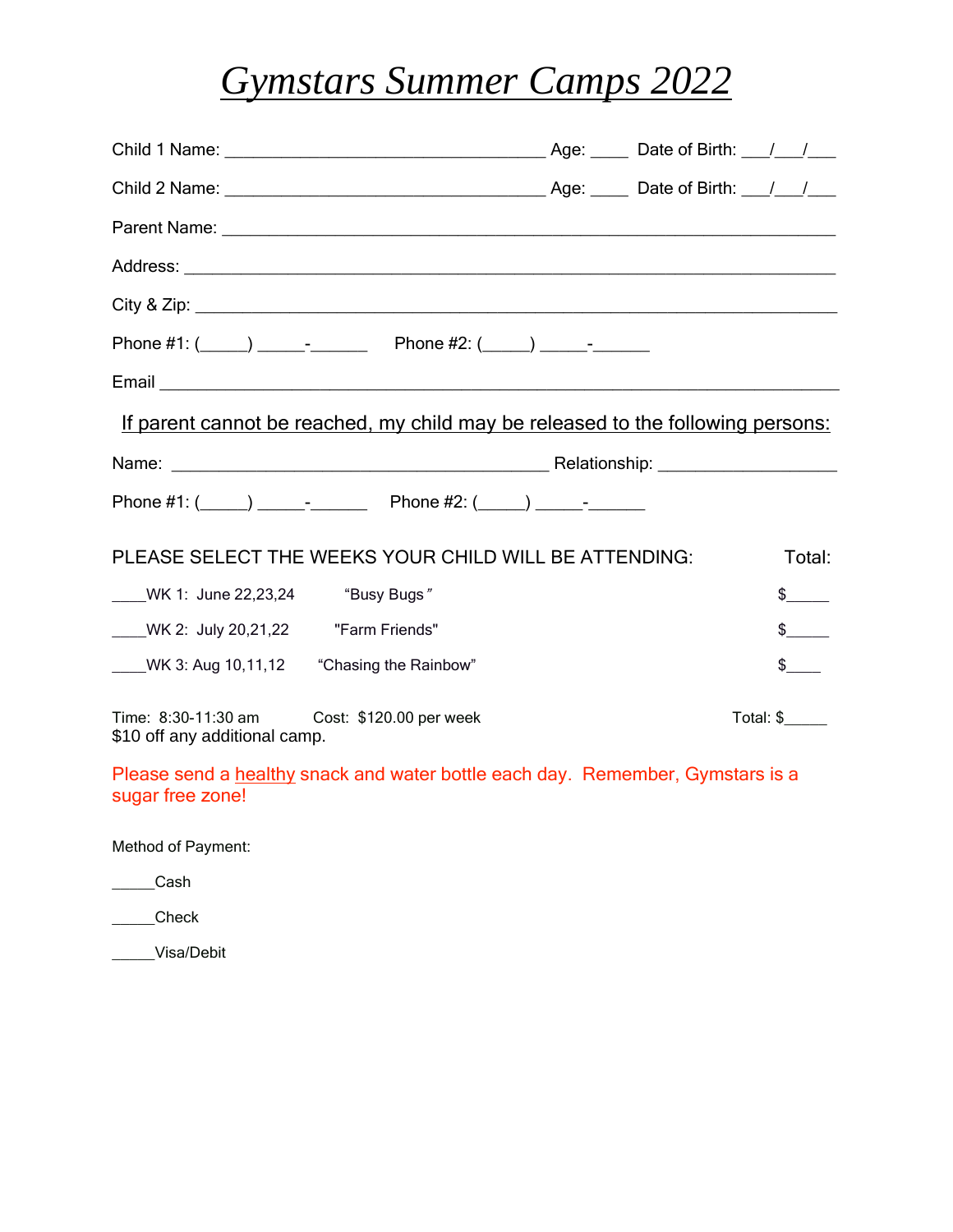# *Gymstars Summer Camps 2022*

Child 1 Name: ___________________________________ Age: ____ Date of Birth: ___/___/___

Child 2 Name: ___________________________________ Age: ____ Date of Birth: ___/___/___

Parent Name: ___________________________________________________________________

Address: _______________________________________________________________________

City & Zip: _____________________________________________________________________

Phone #1: (_____) _____-______ Phone #2: (_____) _____-______

Email __________________________________________________________________________

If parent cannot be reached, my child may be released to the following persons:

Name: ________________________________________ Relationship: ___________________

Phone #1: (_____) _____-______ Phone #2: (_____) _____-______

PLEASE SELECT THE WEEKS YOUR CHILD WILL BE ATTENDING: Total:

____WK 1: June 22,23,24 "Busy Bugs" $_____

____WK 2: July 20,21,22 "Farm Friends" $_____

____WK 3: Aug 10,11,12 "Chasing the Rainbow" $____

Time: 8:30-11:30 am Cost: $120.00 per week Total: $_____
$10 off any additional camp.

Please send a healthy snack and water bottle each day. Remember, Gymstars is a sugar free zone!

Method of Payment:

_____Cash

_____Check

_____Visa/Debit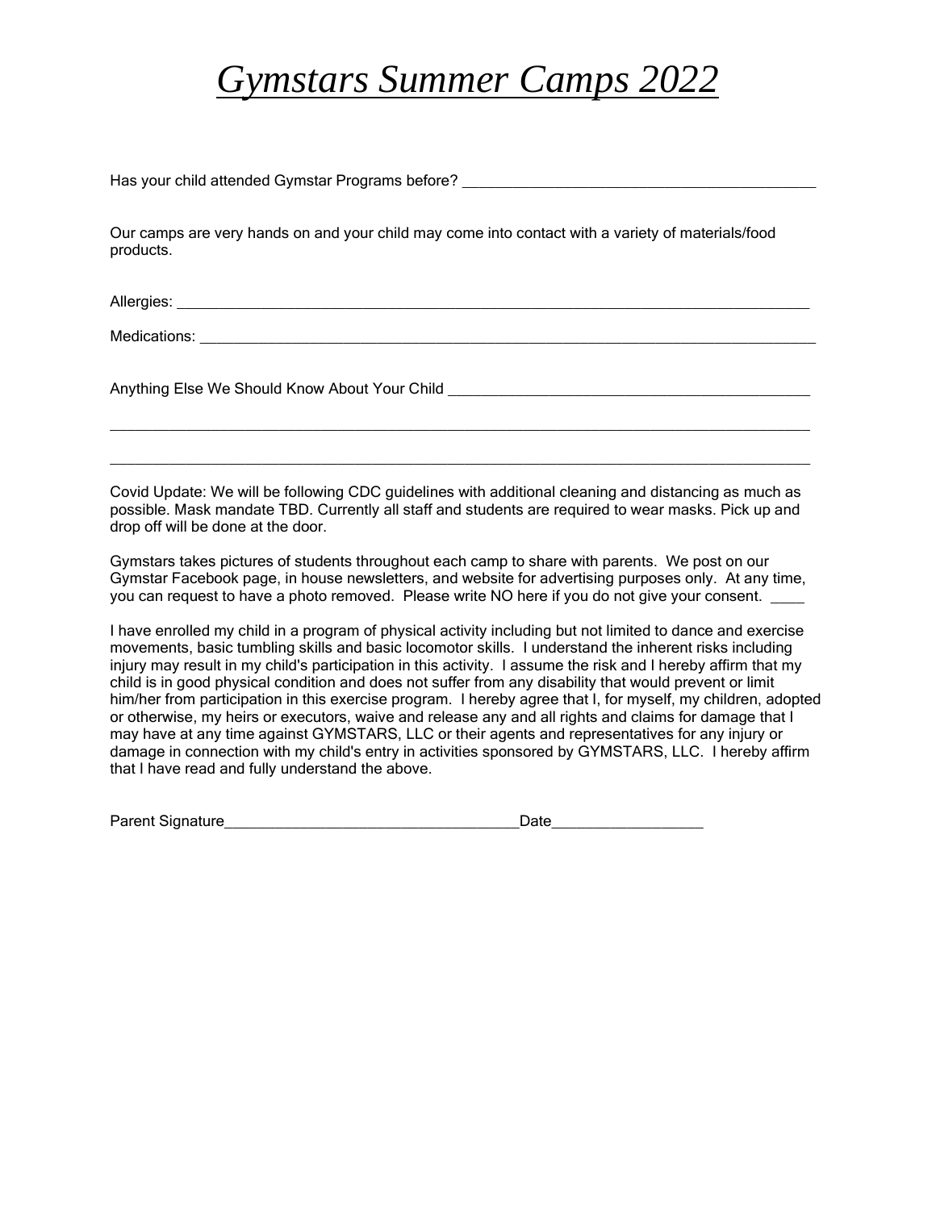# *Gymstars Summer Camps 2022*

Has your child attended Gymstar Programs before? ___________________________________________

Our camps are very hands on and your child may come into contact with a variety of materials/food products.

Allergies: ___________________________________________________________________________

Medications: _________________________________________________________________________

Anything Else We Should Know About Your Child ____________________________________________

______________________________________________________________________________________

______________________________________________________________________________________

Covid Update: We will be following CDC guidelines with additional cleaning and distancing as much as possible. Mask mandate TBD. Currently all staff and students are required to wear masks. Pick up and drop off will be done at the door.

Gymstars takes pictures of students throughout each camp to share with parents. We post on our Gymstar Facebook page, in house newsletters, and website for advertising purposes only. At any time, you can request to have a photo removed. Please write NO here if you do not give your consent. ____

I have enrolled my child in a program of physical activity including but not limited to dance and exercise movements, basic tumbling skills and basic locomotor skills. I understand the inherent risks including injury may result in my child's participation in this activity. I assume the risk and I hereby affirm that my child is in good physical condition and does not suffer from any disability that would prevent or limit him/her from participation in this exercise program. I hereby agree that I, for myself, my children, adopted or otherwise, my heirs or executors, waive and release any and all rights and claims for damage that I may have at any time against GYMSTARS, LLC or their agents and representatives for any injury or damage in connection with my child's entry in activities sponsored by GYMSTARS, LLC. I hereby affirm that I have read and fully understand the above.

Parent Signature____________________________________Date__________________